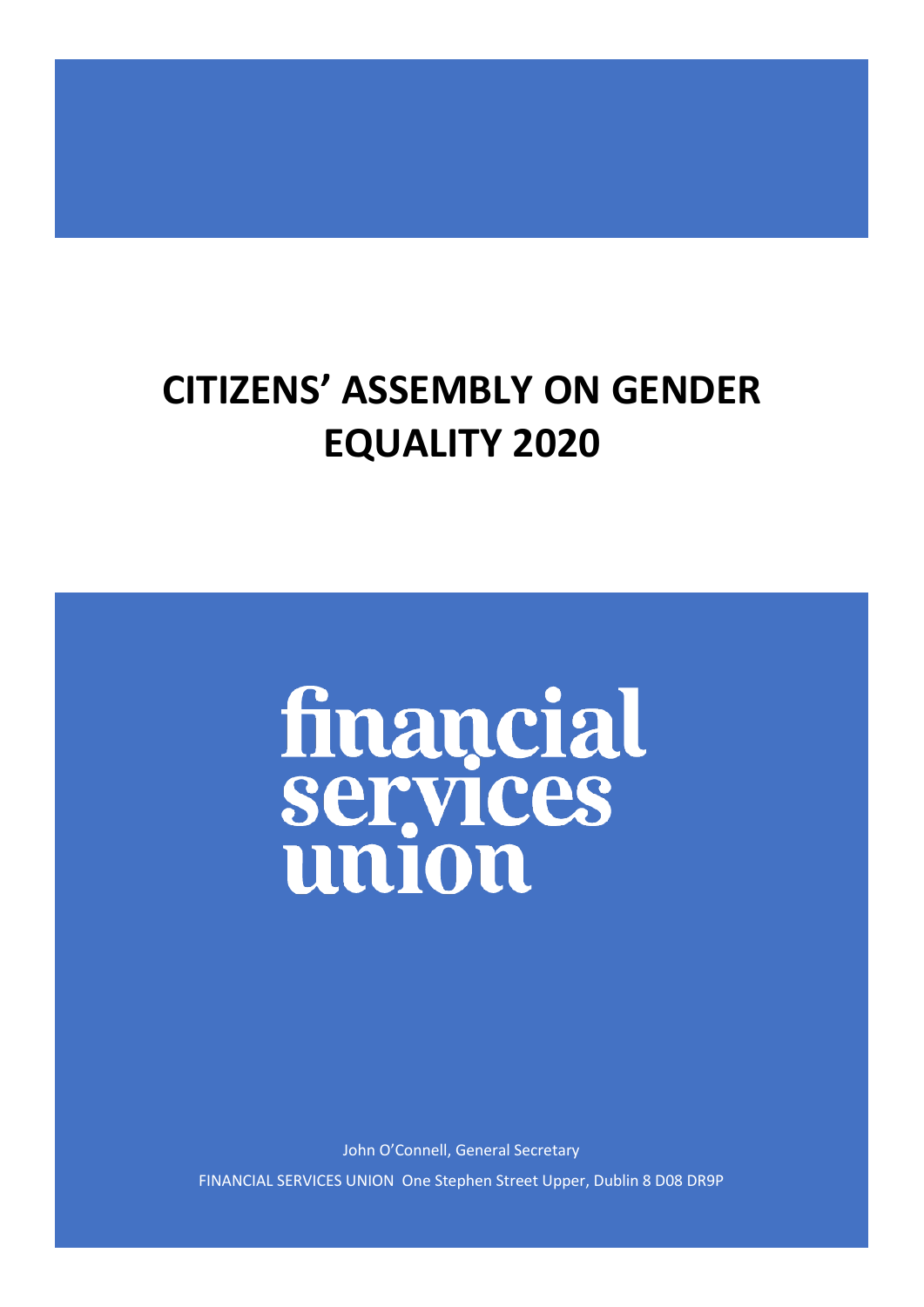# CITIZENS' ASSEMBLY ON GENDER EQUALITY 2020

financial services union

John O'Connell, General Secretary

FINANCIAL SERVICES UNION One Stephen Street Upper, Dublin 8 D08 DR9P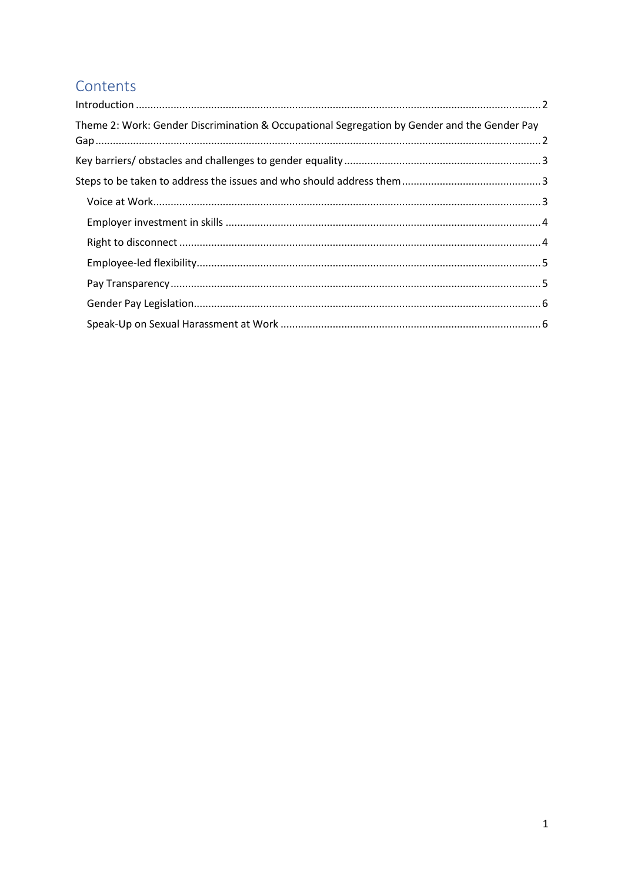# Contents

Introduction .......... 2

Theme 2: Work: Gender Discrimination & Occupational Segregation by Gender and the Gender Pay Gap .......... 2

Key barriers/ obstacles and challenges to gender equality .......... 3

Steps to be taken to address the issues and who should address them .......... 3

- Voice at Work .......... 3
- Employer investment in skills .......... 4
- Right to disconnect .......... 4
- Employee-led flexibility .......... 5
- Pay Transparency .......... 5
- Gender Pay Legislation .......... 6
- Speak-Up on Sexual Harassment at Work .......... 6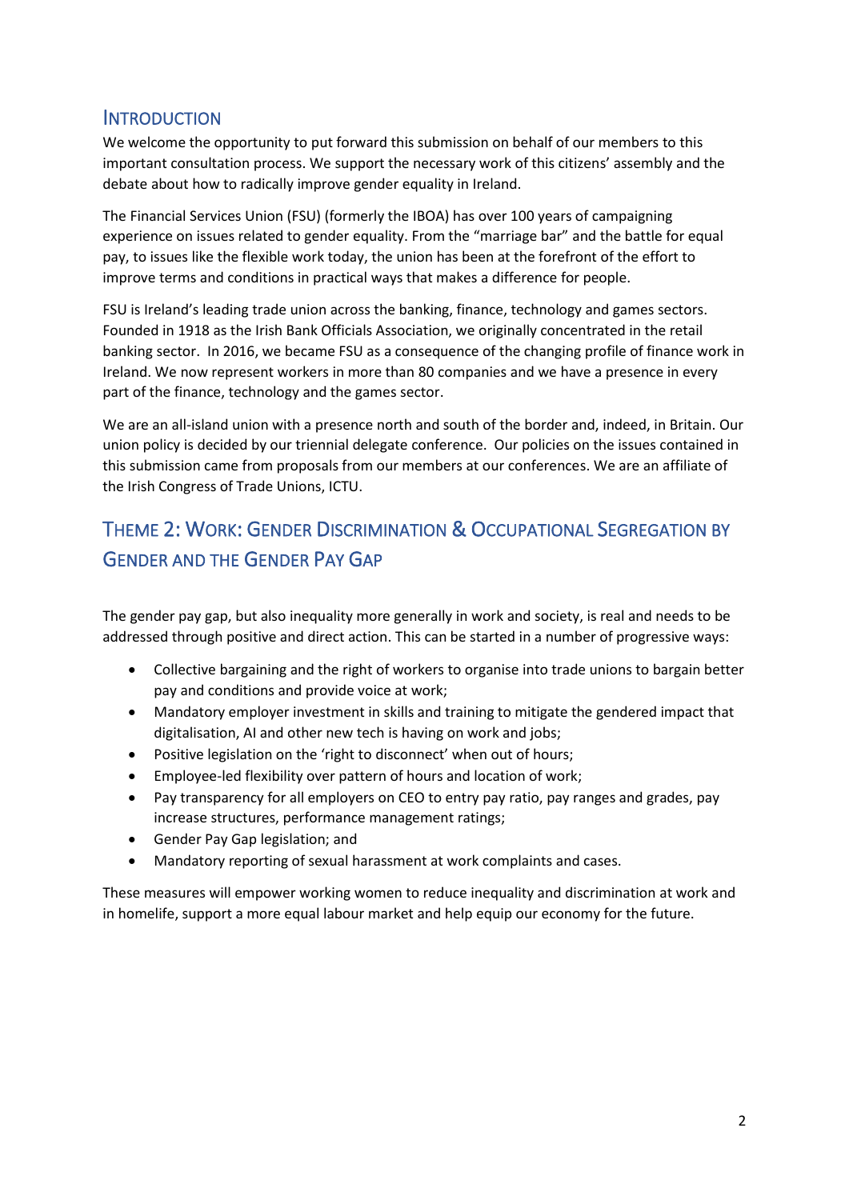## Introduction

We welcome the opportunity to put forward this submission on behalf of our members to this important consultation process. We support the necessary work of this citizens' assembly and the debate about how to radically improve gender equality in Ireland.

The Financial Services Union (FSU) (formerly the IBOA) has over 100 years of campaigning experience on issues related to gender equality. From the "marriage bar" and the battle for equal pay, to issues like the flexible work today, the union has been at the forefront of the effort to improve terms and conditions in practical ways that makes a difference for people.

FSU is Ireland's leading trade union across the banking, finance, technology and games sectors. Founded in 1918 as the Irish Bank Officials Association, we originally concentrated in the retail banking sector. In 2016, we became FSU as a consequence of the changing profile of finance work in Ireland. We now represent workers in more than 80 companies and we have a presence in every part of the finance, technology and the games sector.

We are an all-island union with a presence north and south of the border and, indeed, in Britain. Our union policy is decided by our triennial delegate conference. Our policies on the issues contained in this submission came from proposals from our members at our conferences. We are an affiliate of the Irish Congress of Trade Unions, ICTU.

## Theme 2: Work: Gender Discrimination & Occupational Segregation by Gender and the Gender Pay Gap

The gender pay gap, but also inequality more generally in work and society, is real and needs to be addressed through positive and direct action. This can be started in a number of progressive ways:

- Collective bargaining and the right of workers to organise into trade unions to bargain better pay and conditions and provide voice at work;
- Mandatory employer investment in skills and training to mitigate the gendered impact that digitalisation, AI and other new tech is having on work and jobs;
- Positive legislation on the 'right to disconnect' when out of hours;
- Employee-led flexibility over pattern of hours and location of work;
- Pay transparency for all employers on CEO to entry pay ratio, pay ranges and grades, pay increase structures, performance management ratings;
- Gender Pay Gap legislation; and
- Mandatory reporting of sexual harassment at work complaints and cases.

These measures will empower working women to reduce inequality and discrimination at work and in homelife, support a more equal labour market and help equip our economy for the future.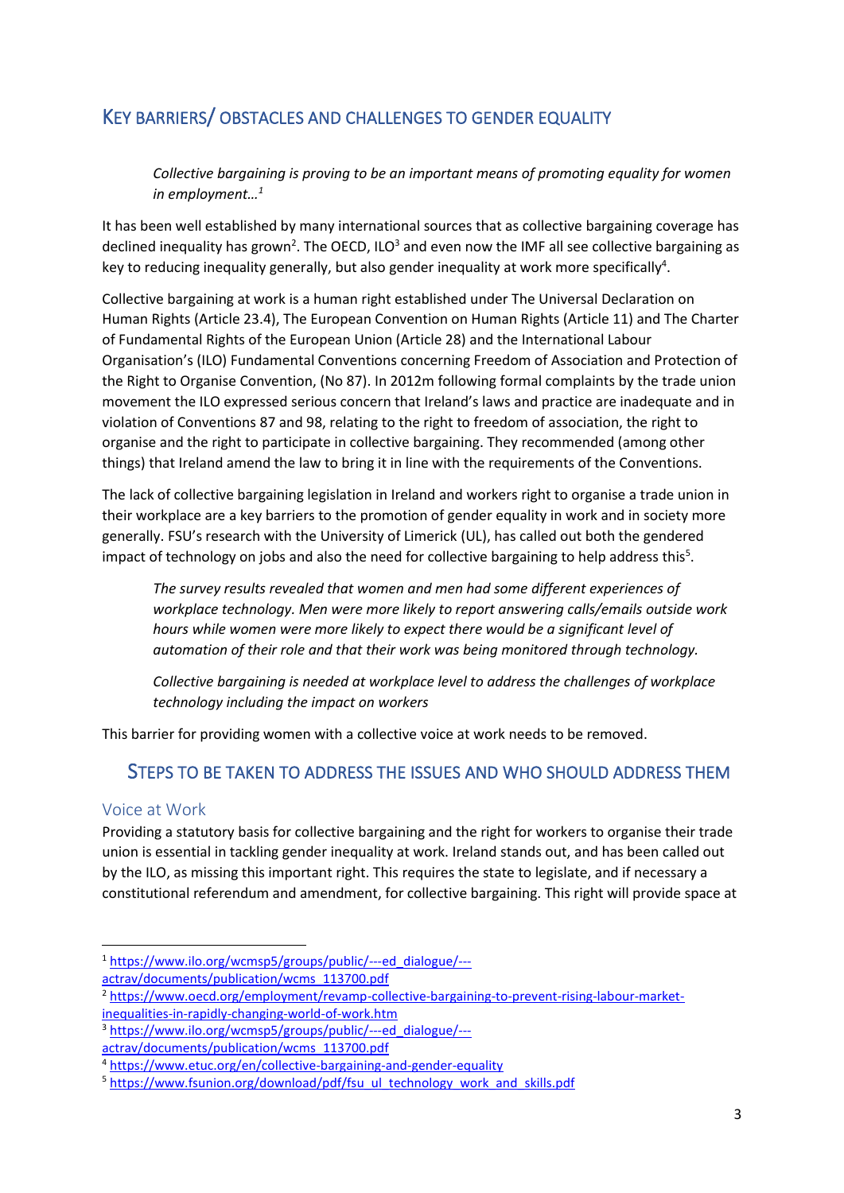## Key barriers/ obstacles and challenges to gender equality

> *Collective bargaining is proving to be an important means of promoting equality for women in employment…*[1]

It has been well established by many international sources that as collective bargaining coverage has declined inequality has grown[2]. The OECD, ILO[3] and even now the IMF all see collective bargaining as key to reducing inequality generally, but also gender inequality at work more specifically[4].

Collective bargaining at work is a human right established under The Universal Declaration on Human Rights (Article 23.4), The European Convention on Human Rights (Article 11) and The Charter of Fundamental Rights of the European Union (Article 28) and the International Labour Organisation's (ILO) Fundamental Conventions concerning Freedom of Association and Protection of the Right to Organise Convention, (No 87). In 2012m following formal complaints by the trade union movement the ILO expressed serious concern that Ireland's laws and practice are inadequate and in violation of Conventions 87 and 98, relating to the right to freedom of association, the right to organise and the right to participate in collective bargaining. They recommended (among other things) that Ireland amend the law to bring it in line with the requirements of the Conventions.

The lack of collective bargaining legislation in Ireland and workers right to organise a trade union in their workplace are a key barriers to the promotion of gender equality in work and in society more generally. FSU's research with the University of Limerick (UL), has called out both the gendered impact of technology on jobs and also the need for collective bargaining to help address this[5].

> *The survey results revealed that women and men had some different experiences of workplace technology. Men were more likely to report answering calls/emails outside work hours while women were more likely to expect there would be a significant level of automation of their role and that their work was being monitored through technology.*
>
> *Collective bargaining is needed at workplace level to address the challenges of workplace technology including the impact on workers*

This barrier for providing women with a collective voice at work needs to be removed.

## Steps to be taken to address the issues and who should address them

### Voice at Work

Providing a statutory basis for collective bargaining and the right for workers to organise their trade union is essential in tackling gender inequality at work. Ireland stands out, and has been called out by the ILO, as missing this important right. This requires the state to legislate, and if necessary a constitutional referendum and amendment, for collective bargaining. This right will provide space at

---

[1] https://www.ilo.org/wcmsp5/groups/public/---ed_dialogue/---actrav/documents/publication/wcms_113700.pdf

[2] https://www.oecd.org/employment/revamp-collective-bargaining-to-prevent-rising-labour-market-inequalities-in-rapidly-changing-world-of-work.htm

[3] https://www.ilo.org/wcmsp5/groups/public/---ed_dialogue/---actrav/documents/publication/wcms_113700.pdf

[4] https://www.etuc.org/en/collective-bargaining-and-gender-equality

[5] https://www.fsunion.org/download/pdf/fsu_ul_technology_work_and_skills.pdf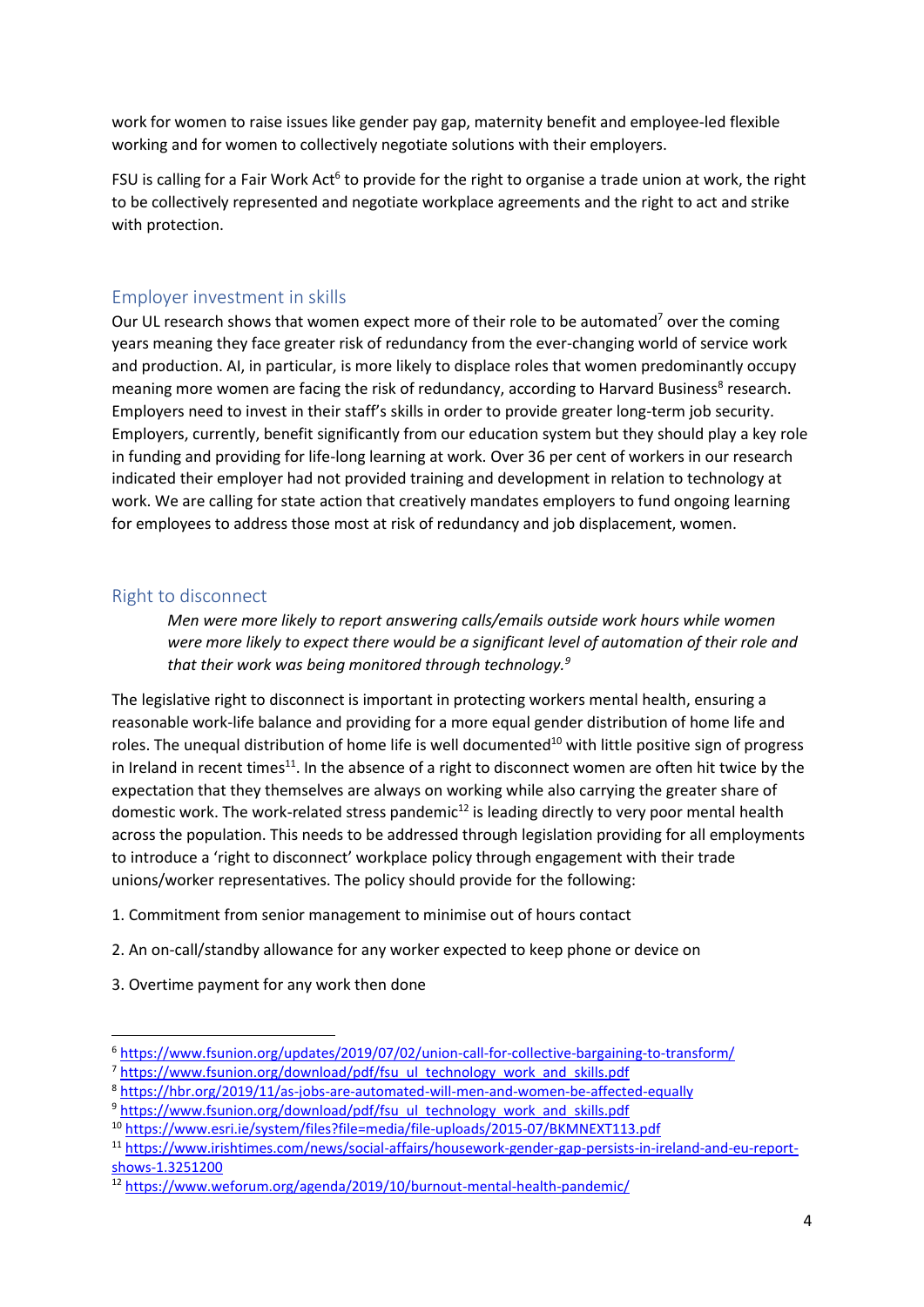work for women to raise issues like gender pay gap, maternity benefit and employee-led flexible working and for women to collectively negotiate solutions with their employers.

FSU is calling for a Fair Work Act[6] to provide for the right to organise a trade union at work, the right to be collectively represented and negotiate workplace agreements and the right to act and strike with protection.

## Employer investment in skills

Our UL research shows that women expect more of their role to be automated[7] over the coming years meaning they face greater risk of redundancy from the ever-changing world of service work and production. AI, in particular, is more likely to displace roles that women predominantly occupy meaning more women are facing the risk of redundancy, according to Harvard Business[8] research. Employers need to invest in their staff's skills in order to provide greater long-term job security. Employers, currently, benefit significantly from our education system but they should play a key role in funding and providing for life-long learning at work. Over 36 per cent of workers in our research indicated their employer had not provided training and development in relation to technology at work. We are calling for state action that creatively mandates employers to fund ongoing learning for employees to address those most at risk of redundancy and job displacement, women.

## Right to disconnect

> *Men were more likely to report answering calls/emails outside work hours while women were more likely to expect there would be a significant level of automation of their role and that their work was being monitored through technology.[9]*

The legislative right to disconnect is important in protecting workers mental health, ensuring a reasonable work-life balance and providing for a more equal gender distribution of home life and roles. The unequal distribution of home life is well documented[10] with little positive sign of progress in Ireland in recent times[11]. In the absence of a right to disconnect women are often hit twice by the expectation that they themselves are always on working while also carrying the greater share of domestic work. The work-related stress pandemic[12] is leading directly to very poor mental health across the population. This needs to be addressed through legislation providing for all employments to introduce a 'right to disconnect' workplace policy through engagement with their trade unions/worker representatives. The policy should provide for the following:

1. Commitment from senior management to minimise out of hours contact
2. An on-call/standby allowance for any worker expected to keep phone or device on
3. Overtime payment for any work then done

---

[6] https://www.fsunion.org/updates/2019/07/02/union-call-for-collective-bargaining-to-transform/

[7] https://www.fsunion.org/download/pdf/fsu_ul_technology_work_and_skills.pdf

[8] https://hbr.org/2019/11/as-jobs-are-automated-will-men-and-women-be-affected-equally

[9] https://www.fsunion.org/download/pdf/fsu_ul_technology_work_and_skills.pdf

[10] https://www.esri.ie/system/files?file=media/file-uploads/2015-07/BKMNEXT113.pdf

[11] https://www.irishtimes.com/news/social-affairs/housework-gender-gap-persists-in-ireland-and-eu-report-shows-1.3251200

[12] https://www.weforum.org/agenda/2019/10/burnout-mental-health-pandemic/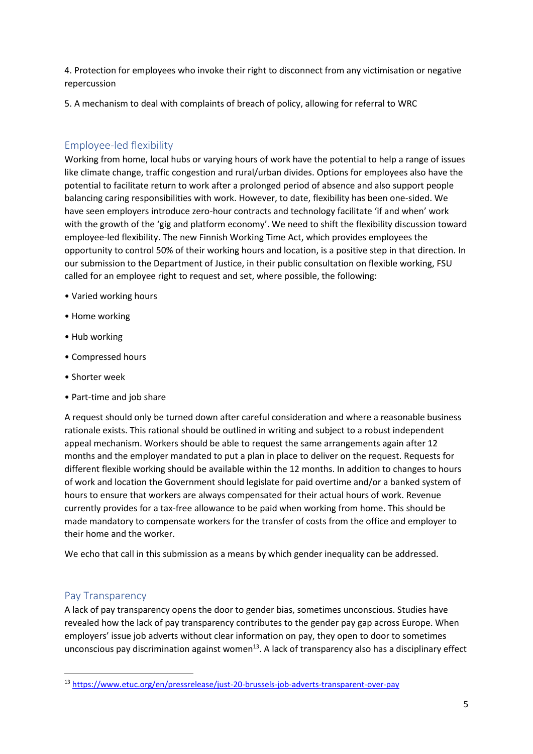4. Protection for employees who invoke their right to disconnect from any victimisation or negative repercussion

5. A mechanism to deal with complaints of breach of policy, allowing for referral to WRC

## Employee-led flexibility

Working from home, local hubs or varying hours of work have the potential to help a range of issues like climate change, traffic congestion and rural/urban divides. Options for employees also have the potential to facilitate return to work after a prolonged period of absence and also support people balancing caring responsibilities with work. However, to date, flexibility has been one-sided. We have seen employers introduce zero-hour contracts and technology facilitate 'if and when' work with the growth of the 'gig and platform economy'. We need to shift the flexibility discussion toward employee-led flexibility. The new Finnish Working Time Act, which provides employees the opportunity to control 50% of their working hours and location, is a positive step in that direction. In our submission to the Department of Justice, in their public consultation on flexible working, FSU called for an employee right to request and set, where possible, the following:

- Varied working hours
- Home working
- Hub working
- Compressed hours
- Shorter week
- Part-time and job share

A request should only be turned down after careful consideration and where a reasonable business rationale exists. This rational should be outlined in writing and subject to a robust independent appeal mechanism. Workers should be able to request the same arrangements again after 12 months and the employer mandated to put a plan in place to deliver on the request. Requests for different flexible working should be available within the 12 months. In addition to changes to hours of work and location the Government should legislate for paid overtime and/or a banked system of hours to ensure that workers are always compensated for their actual hours of work. Revenue currently provides for a tax-free allowance to be paid when working from home. This should be made mandatory to compensate workers for the transfer of costs from the office and employer to their home and the worker.

We echo that call in this submission as a means by which gender inequality can be addressed.

## Pay Transparency

A lack of pay transparency opens the door to gender bias, sometimes unconscious. Studies have revealed how the lack of pay transparency contributes to the gender pay gap across Europe. When employers' issue job adverts without clear information on pay, they open to door to sometimes unconscious pay discrimination against women[13]. A lack of transparency also has a disciplinary effect

[13] https://www.etuc.org/en/pressrelease/just-20-brussels-job-adverts-transparent-over-pay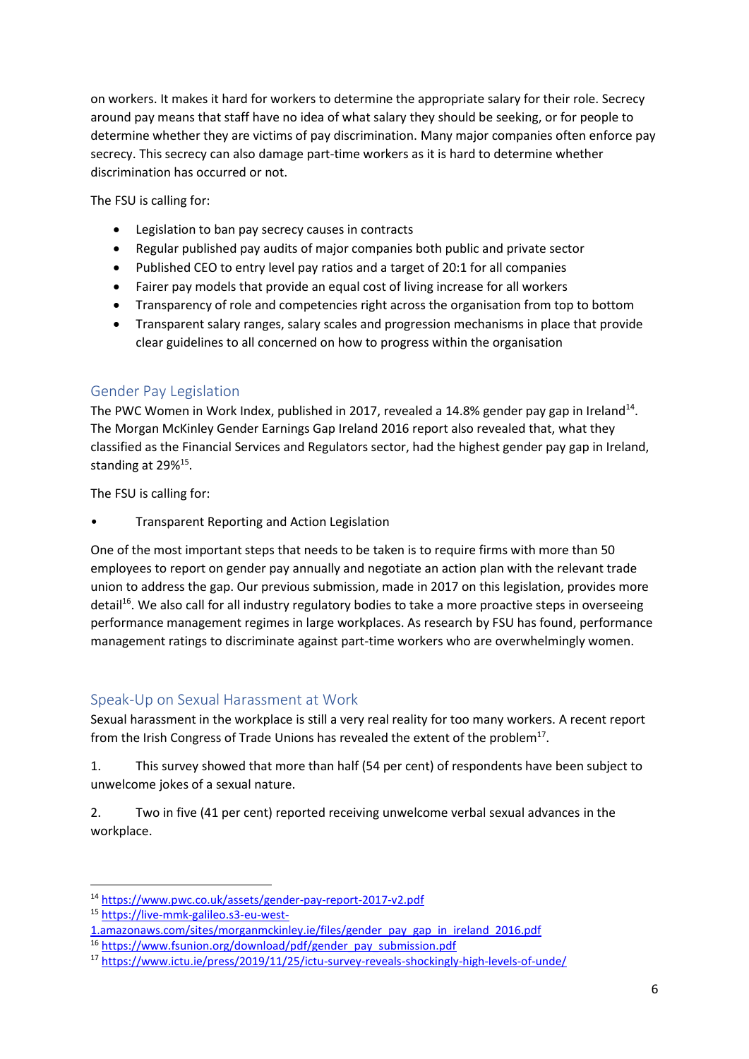on workers. It makes it hard for workers to determine the appropriate salary for their role. Secrecy around pay means that staff have no idea of what salary they should be seeking, or for people to determine whether they are victims of pay discrimination. Many major companies often enforce pay secrecy. This secrecy can also damage part-time workers as it is hard to determine whether discrimination has occurred or not.

The FSU is calling for:

- Legislation to ban pay secrecy causes in contracts
- Regular published pay audits of major companies both public and private sector
- Published CEO to entry level pay ratios and a target of 20:1 for all companies
- Fairer pay models that provide an equal cost of living increase for all workers
- Transparency of role and competencies right across the organisation from top to bottom
- Transparent salary ranges, salary scales and progression mechanisms in place that provide clear guidelines to all concerned on how to progress within the organisation

## Gender Pay Legislation

The PWC Women in Work Index, published in 2017, revealed a 14.8% gender pay gap in Ireland[14]. The Morgan McKinley Gender Earnings Gap Ireland 2016 report also revealed that, what they classified as the Financial Services and Regulators sector, had the highest gender pay gap in Ireland, standing at 29%[15].

The FSU is calling for:

- Transparent Reporting and Action Legislation

One of the most important steps that needs to be taken is to require firms with more than 50 employees to report on gender pay annually and negotiate an action plan with the relevant trade union to address the gap. Our previous submission, made in 2017 on this legislation, provides more detail[16]. We also call for all industry regulatory bodies to take a more proactive steps in overseeing performance management regimes in large workplaces. As research by FSU has found, performance management ratings to discriminate against part-time workers who are overwhelmingly women.

## Speak-Up on Sexual Harassment at Work

Sexual harassment in the workplace is still a very real reality for too many workers. A recent report from the Irish Congress of Trade Unions has revealed the extent of the problem[17].

1. This survey showed that more than half (54 per cent) of respondents have been subject to unwelcome jokes of a sexual nature.

2. Two in five (41 per cent) reported receiving unwelcome verbal sexual advances in the workplace.

---

[14] https://www.pwc.co.uk/assets/gender-pay-report-2017-v2.pdf

[15] https://live-mmk-galileo.s3-eu-west-1.amazonaws.com/sites/morganmckinley.ie/files/gender_pay_gap_in_ireland_2016.pdf

[16] https://www.fsunion.org/download/pdf/gender_pay_submission.pdf

[17] https://www.ictu.ie/press/2019/11/25/ictu-survey-reveals-shockingly-high-levels-of-unde/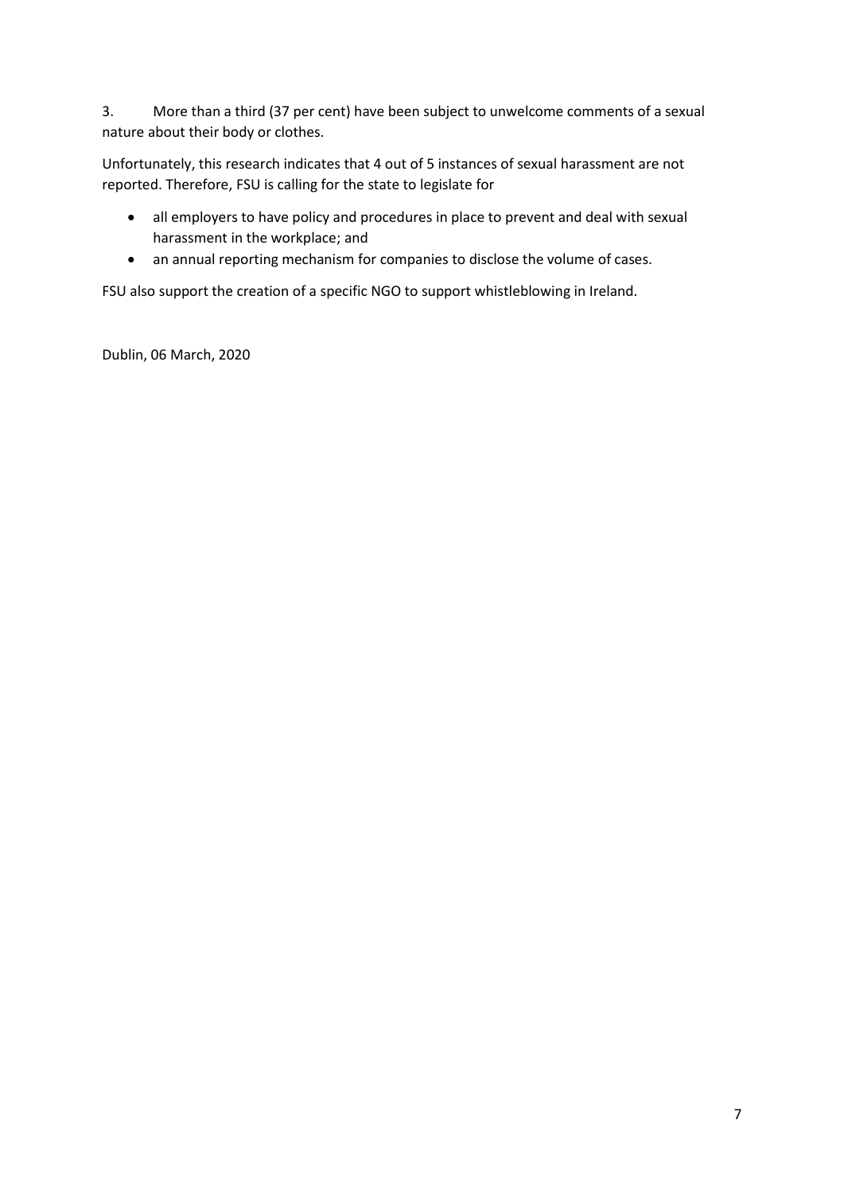3. More than a third (37 per cent) have been subject to unwelcome comments of a sexual nature about their body or clothes.

Unfortunately, this research indicates that 4 out of 5 instances of sexual harassment are not reported. Therefore, FSU is calling for the state to legislate for

- all employers to have policy and procedures in place to prevent and deal with sexual harassment in the workplace; and
- an annual reporting mechanism for companies to disclose the volume of cases.

FSU also support the creation of a specific NGO to support whistleblowing in Ireland.

Dublin, 06 March, 2020